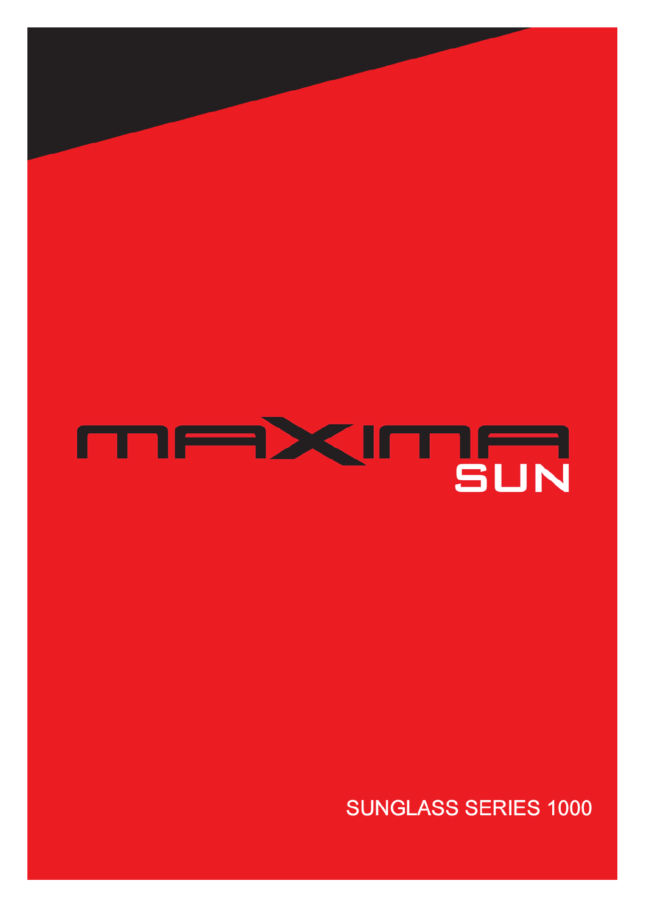# MAXIMA SUN

SUNGLASS SERIES 1000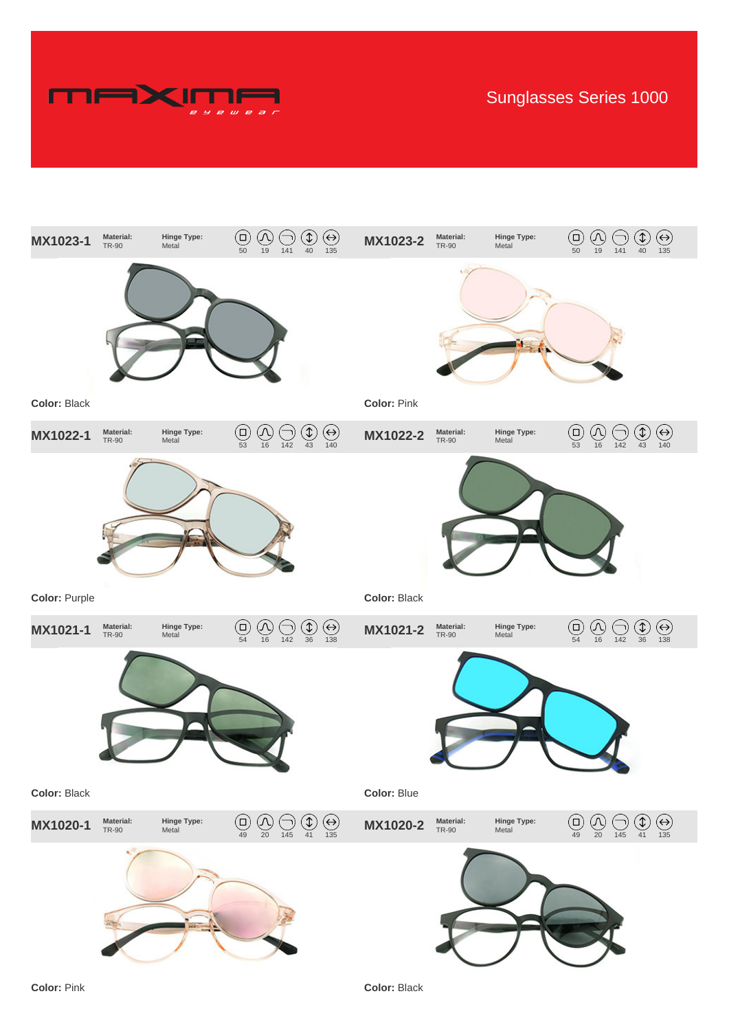# Sunglasses Series 1000

## MX1023-1

**Material:** TR-90 **Hinge Type:** Metal

50 | 19 | 141 | 40 | 135

**Color:** Black

## MX1023-2

**Material:** TR-90 **Hinge Type:** Metal

50 | 19 | 141 | 40 | 135

**Color:** Pink

## MX1022-1

**Material:** TR-90 **Hinge Type:** Metal

53 | 16 | 142 | 43 | 140

**Color:** Purple

## MX1022-2

**Material:** TR-90 **Hinge Type:** Metal

53 | 16 | 142 | 43 | 140

**Color:** Black

## MX1021-1

**Material:** TR-90 **Hinge Type:** Metal

54 | 16 | 142 | 36 | 138

**Color:** Black

## MX1021-2

**Material:** TR-90 **Hinge Type:** Metal

54 | 16 | 142 | 36 | 138

**Color:** Blue

## MX1020-1

**Material:** TR-90 **Hinge Type:** Metal

49 | 20 | 145 | 41 | 135

**Color:** Pink

## MX1020-2

**Material:** TR-90 **Hinge Type:** Metal

49 | 20 | 145 | 41 | 135

**Color:** Black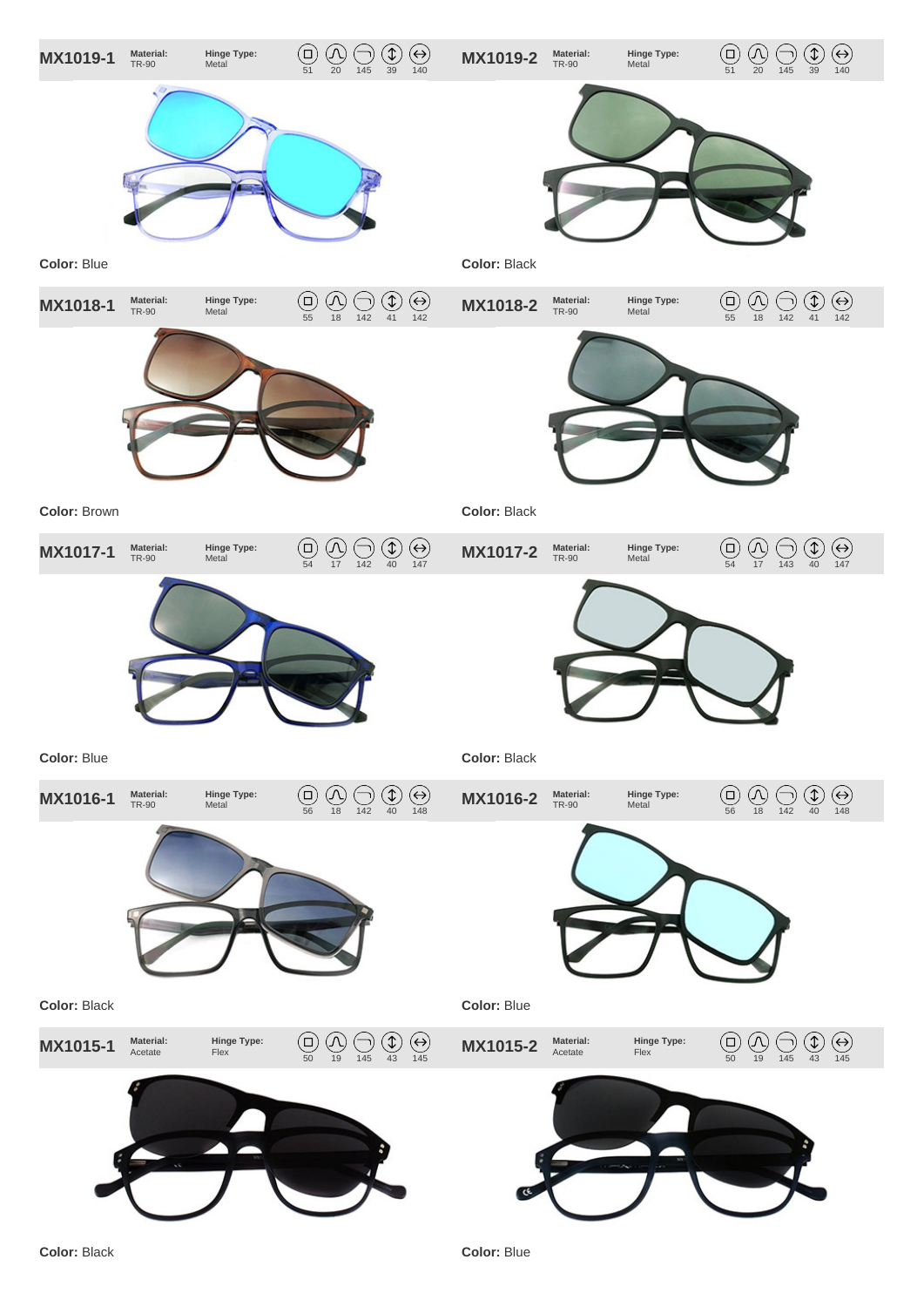**MX1019-1** | **Material:** TR-90 | **Hinge Type:** Metal | 51 | 20 | 145 | 39 | 140

**Color:** Blue

**MX1019-2** | **Material:** TR-90 | **Hinge Type:** Metal | 51 | 20 | 145 | 39 | 140

**Color:** Black

**MX1018-1** | **Material:** TR-90 | **Hinge Type:** Metal | 55 | 18 | 142 | 41 | 142

**Color:** Brown

**MX1018-2** | **Material:** TR-90 | **Hinge Type:** Metal | 55 | 18 | 142 | 41 | 142

**Color:** Black

**MX1017-1** | **Material:** TR-90 | **Hinge Type:** Metal | 54 | 17 | 142 | 40 | 147

**Color:** Blue

**MX1017-2** | **Material:** TR-90 | **Hinge Type:** Metal | 54 | 17 | 143 | 40 | 147

**Color:** Black

**MX1016-1** | **Material:** TR-90 | **Hinge Type:** Metal | 56 | 18 | 142 | 40 | 148

**Color:** Black

**MX1016-2** | **Material:** TR-90 | **Hinge Type:** Metal | 56 | 18 | 142 | 40 | 148

**Color:** Blue

**MX1015-1** | **Material:** Acetate | **Hinge Type:** Flex | 50 | 19 | 145 | 43 | 145

**Color:** Black

**MX1015-2** | **Material:** Acetate | **Hinge Type:** Flex | 50 | 19 | 145 | 43 | 145

**Color:** Blue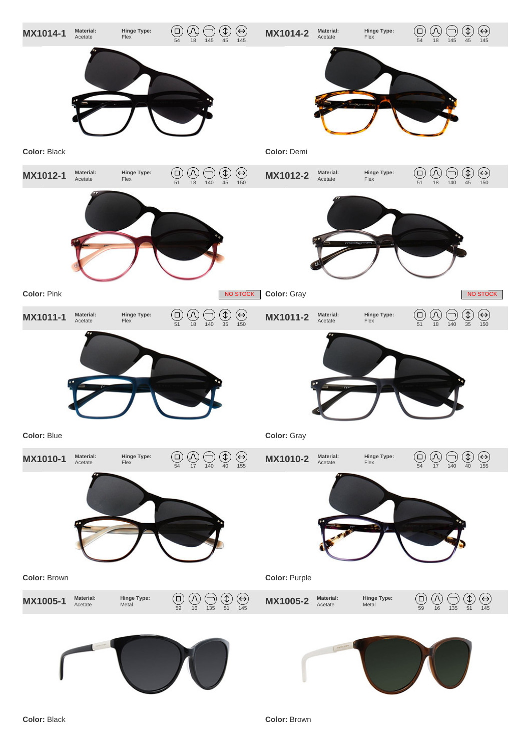## MX1014-1

**Material:** Acetate | **Hinge Type:** Flex | 54 | 18 | 145 | 45 | 145

**Color:** Black

## MX1014-2

**Material:** Acetate | **Hinge Type:** Flex | 54 | 18 | 145 | 45 | 145

**Color:** Demi

## MX1012-1

**Material:** Acetate | **Hinge Type:** Flex | 51 | 18 | 140 | 45 | 150

**Color:** Pink

NO STOCK

## MX1012-2

**Material:** Acetate | **Hinge Type:** Flex | 51 | 18 | 140 | 45 | 150

**Color:** Gray

NO STOCK

## MX1011-1

**Material:** Acetate | **Hinge Type:** Flex | 51 | 18 | 140 | 35 | 150

**Color:** Blue

## MX1011-2

**Material:** Acetate | **Hinge Type:** Flex | 51 | 18 | 140 | 35 | 150

**Color:** Gray

## MX1010-1

**Material:** Acetate | **Hinge Type:** Flex | 54 | 17 | 140 | 40 | 155

**Color:** Brown

## MX1010-2

**Material:** Acetate | **Hinge Type:** Flex | 54 | 17 | 140 | 40 | 155

**Color:** Purple

## MX1005-1

**Material:** Acetate | **Hinge Type:** Metal | 59 | 16 | 135 | 51 | 145

**Color:** Black

## MX1005-2

**Material:** Acetate | **Hinge Type:** Metal | 59 | 16 | 135 | 51 | 145

**Color:** Brown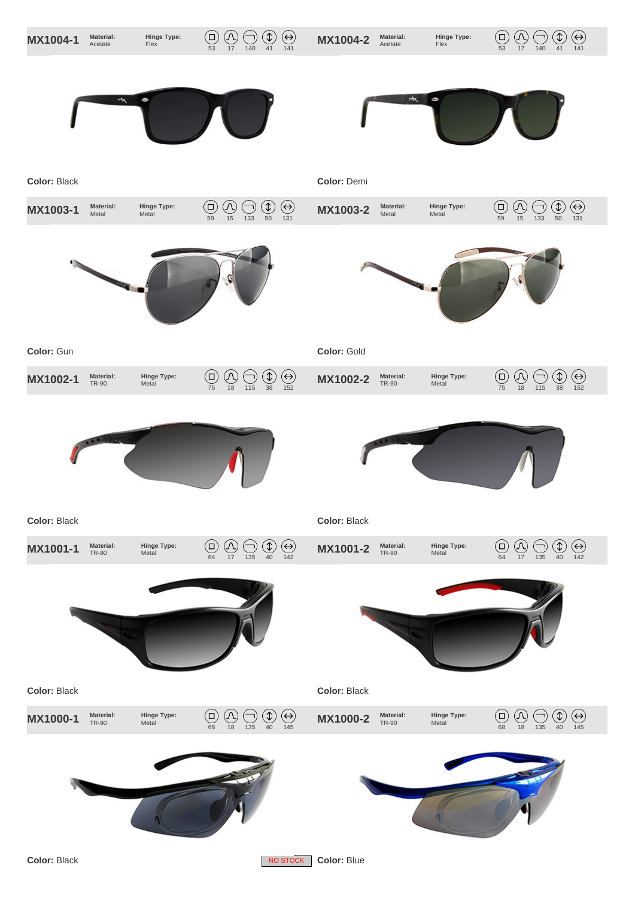**MX1004-1** Material: Acetate Hinge Type: Flex 53 17 140 41 141

Color: Black

**MX1004-2** Material: Acetate Hinge Type: Flex 53 17 140 41 141

Color: Demi

**MX1003-1** Material: Metal Hinge Type: Metal 59 15 133 50 131

Color: Gun

**MX1003-2** Material: Metal Hinge Type: Metal 59 15 133 50 131

Color: Gold

**MX1002-1** Material: TR-90 Hinge Type: Metal 75 18 115 38 152

Color: Black

**MX1002-2** Material: TR-90 Hinge Type: Metal 75 18 115 38 152

Color: Black

**MX1001-1** Material: TR-90 Hinge Type: Metal 64 17 135 40 142

Color: Black

**MX1001-2** Material: TR-90 Hinge Type: Metal 64 17 135 40 142

Color: Black

**MX1000-1** Material: TR-90 Hinge Type: Metal 68 18 135 40 145

Color: Black

**MX1000-2** Material: TR-90 Hinge Type: Metal 68 18 135 40 145

NO STOCK

Color: Blue